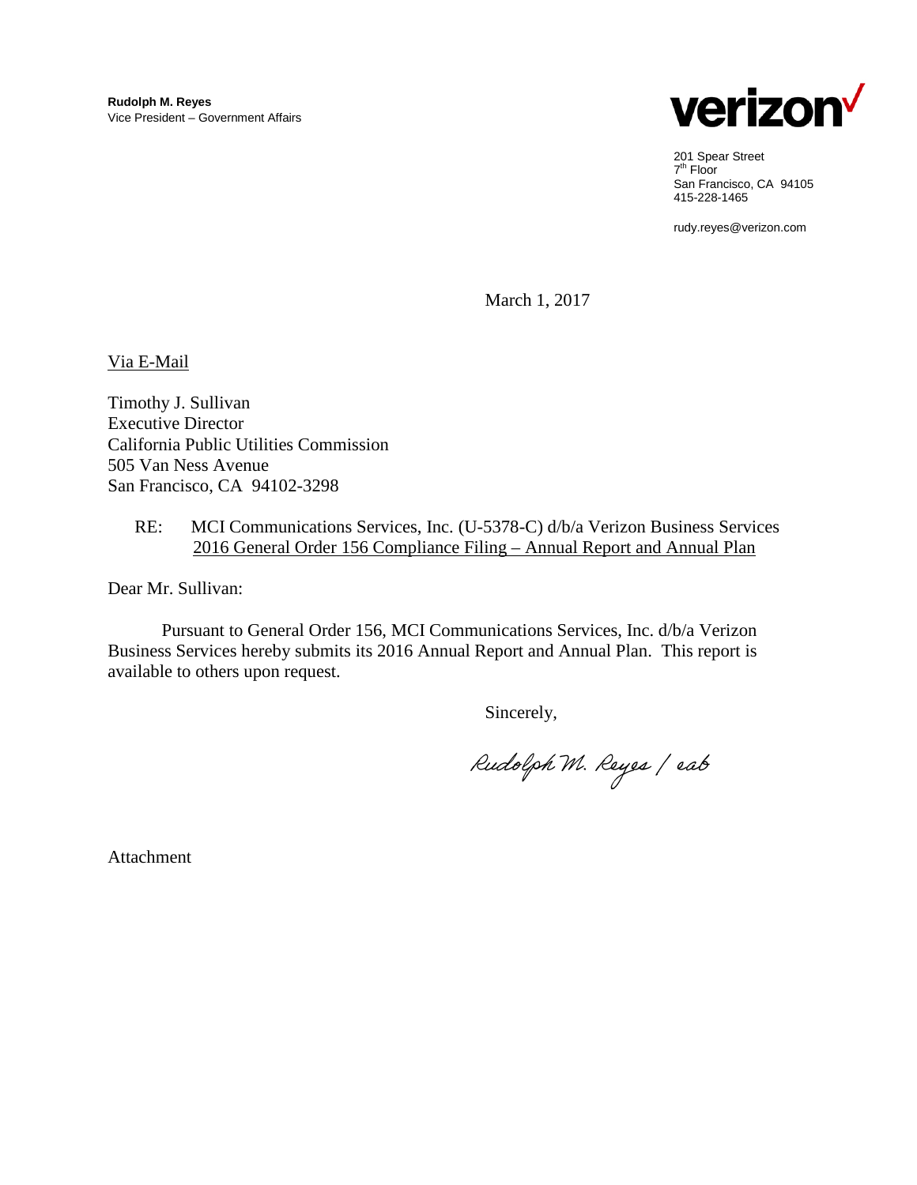**Rudolph M. Reyes**
Vice President – Government Affairs

verizon

201 Spear Street
7th Floor
San Francisco, CA 94105
415-228-1465

rudy.reyes@verizon.com

March 1, 2017

Via E-Mail

Timothy J. Sullivan
Executive Director
California Public Utilities Commission
505 Van Ness Avenue
San Francisco, CA 94102-3298

RE: MCI Communications Services, Inc. (U-5378-C) d/b/a Verizon Business Services
2016 General Order 156 Compliance Filing – Annual Report and Annual Plan

Dear Mr. Sullivan:

Pursuant to General Order 156, MCI Communications Services, Inc. d/b/a Verizon Business Services hereby submits its 2016 Annual Report and Annual Plan. This report is available to others upon request.

Sincerely,

Rudolph M. Reyes / eab

Attachment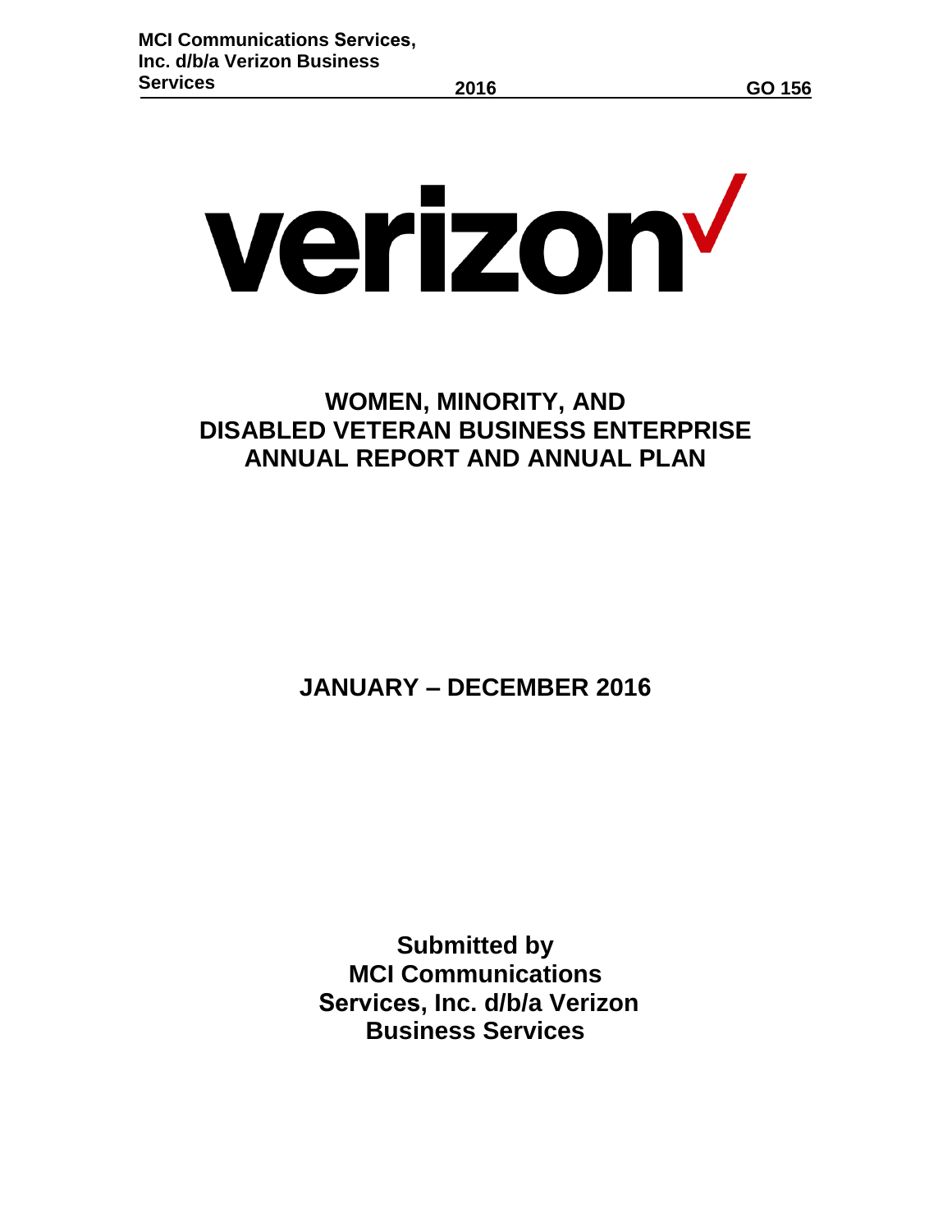# WOMEN, MINORITY, AND DISABLED VETERAN BUSINESS ENTERPRISE ANNUAL REPORT AND ANNUAL PLAN

## JANUARY – DECEMBER 2016

**Submitted by MCI Communications Services, Inc. d/b/a Verizon Business Services**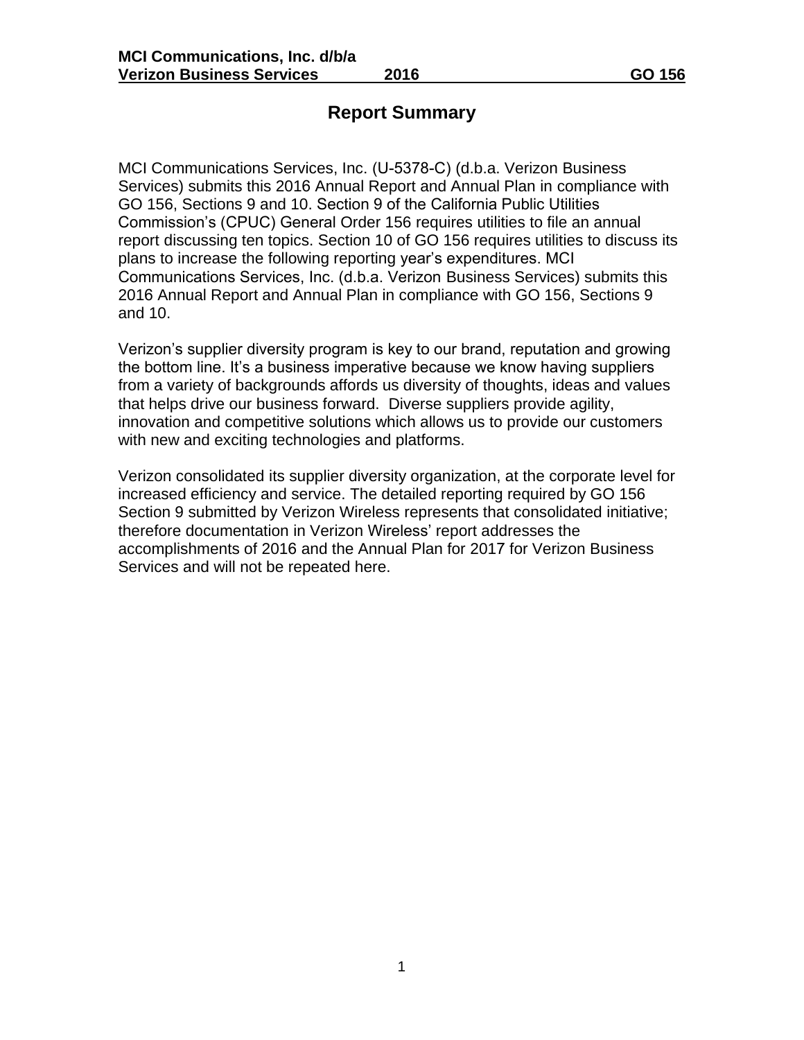# Report Summary

MCI Communications Services, Inc. (U-5378-C) (d.b.a. Verizon Business Services) submits this 2016 Annual Report and Annual Plan in compliance with GO 156, Sections 9 and 10. Section 9 of the California Public Utilities Commission's (CPUC) General Order 156 requires utilities to file an annual report discussing ten topics. Section 10 of GO 156 requires utilities to discuss its plans to increase the following reporting year's expenditures. MCI Communications Services, Inc. (d.b.a. Verizon Business Services) submits this 2016 Annual Report and Annual Plan in compliance with GO 156, Sections 9 and 10.

Verizon's supplier diversity program is key to our brand, reputation and growing the bottom line. It's a business imperative because we know having suppliers from a variety of backgrounds affords us diversity of thoughts, ideas and values that helps drive our business forward. Diverse suppliers provide agility, innovation and competitive solutions which allows us to provide our customers with new and exciting technologies and platforms.

Verizon consolidated its supplier diversity organization, at the corporate level for increased efficiency and service. The detailed reporting required by GO 156 Section 9 submitted by Verizon Wireless represents that consolidated initiative; therefore documentation in Verizon Wireless' report addresses the accomplishments of 2016 and the Annual Plan for 2017 for Verizon Business Services and will not be repeated here.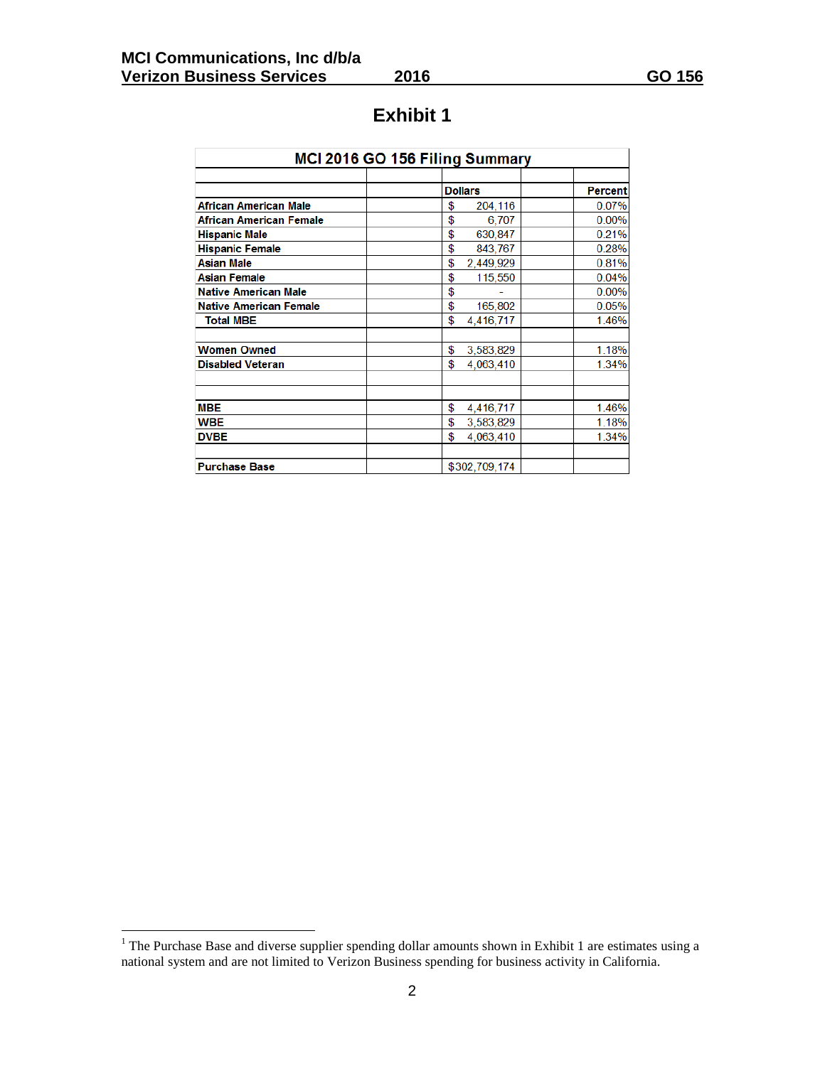# Exhibit 1

| MCI 2016 GO 156 Filing Summary | | | | |
|---|---|---|---|---|
| | | | | |
| | | Dollars | | Percent |
| African American Male | | $ 204,116 | | 0.07% |
| African American Female | | $ 6,707 | | 0.00% |
| Hispanic Male | | $ 630,847 | | 0.21% |
| Hispanic Female | | $ 843,767 | | 0.28% |
| Asian Male | | $ 2,449,929 | | 0.81% |
| Asian Female | | $ 115,550 | | 0.04% |
| Native American Male | | $ - | | 0.00% |
| Native American Female | | $ 165,802 | | 0.05% |
| Total MBE | | $ 4,416,717 | | 1.46% |
| | | | | |
| Women Owned | | $ 3,583,829 | | 1.18% |
| Disabled Veteran | | $ 4,063,410 | | 1.34% |
| | | | | |
| | | | | |
| MBE | | $ 4,416,717 | | 1.46% |
| WBE | | $ 3,583,829 | | 1.18% |
| DVBE | | $ 4,063,410 | | 1.34% |
| | | | | |
| Purchase Base | | $302,709,174 | | |

[1] The Purchase Base and diverse supplier spending dollar amounts shown in Exhibit 1 are estimates using a national system and are not limited to Verizon Business spending for business activity in California.